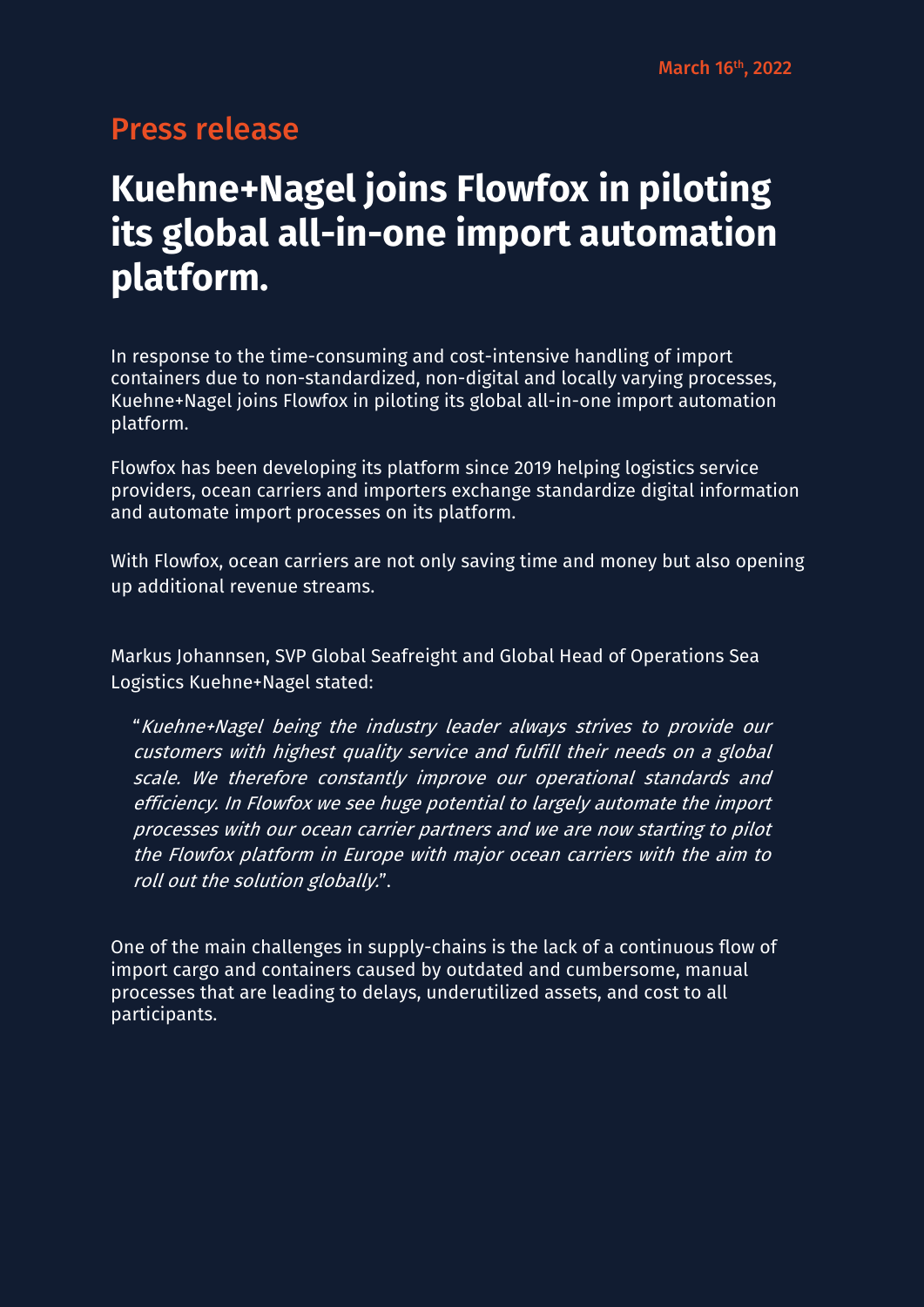March 16th, 2022

## Press release

# Kuehne+Nagel joins Flowfox in piloting its global all-in-one import automation platform.

In response to the time-consuming and cost-intensive handling of import containers due to non-standardized, non-digital and locally varying processes, Kuehne+Nagel joins Flowfox in piloting its global all-in-one import automation platform.

Flowfox has been developing its platform since 2019 helping logistics service providers, ocean carriers and importers exchange standardize digital information and automate import processes on its platform.

With Flowfox, ocean carriers are not only saving time and money but also opening up additional revenue streams.

Markus Johannsen, SVP Global Seafreight and Global Head of Operations Sea Logistics Kuehne+Nagel stated:

> "*Kuehne+Nagel being the industry leader always strives to provide our customers with highest quality service and fulfill their needs on a global scale. We therefore constantly improve our operational standards and efficiency. In Flowfox we see huge potential to largely automate the import processes with our ocean carrier partners and we are now starting to pilot the Flowfox platform in Europe with major ocean carriers with the aim to roll out the solution globally.*".

One of the main challenges in supply-chains is the lack of a continuous flow of import cargo and containers caused by outdated and cumbersome, manual processes that are leading to delays, underutilized assets, and cost to all participants.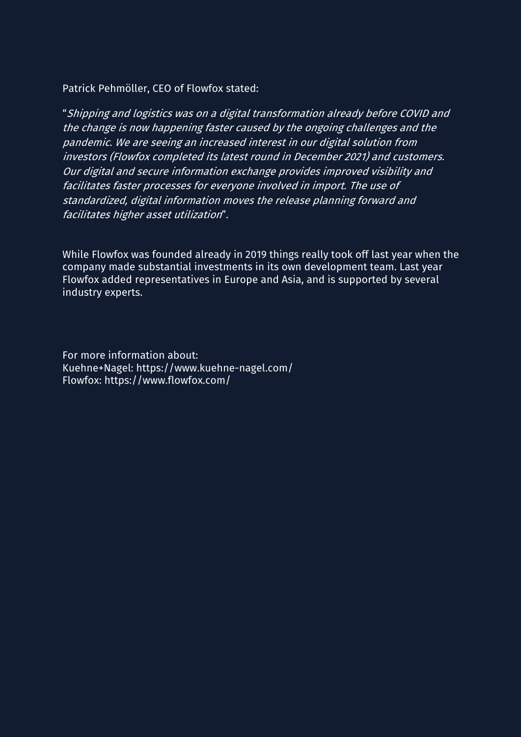Patrick Pehmöller, CEO of Flowfox stated:

"*Shipping and logistics was on a digital transformation already before COVID and the change is now happening faster caused by the ongoing challenges and the pandemic. We are seeing an increased interest in our digital solution from investors (Flowfox completed its latest round in December 2021) and customers. Our digital and secure information exchange provides improved visibility and facilitates faster processes for everyone involved in import. The use of standardized, digital information moves the release planning forward and facilitates higher asset utilization*".

While Flowfox was founded already in 2019 things really took off last year when the company made substantial investments in its own development team. Last year Flowfox added representatives in Europe and Asia, and is supported by several industry experts.

For more information about:
Kuehne+Nagel: https://www.kuehne-nagel.com/
Flowfox: https://www.flowfox.com/